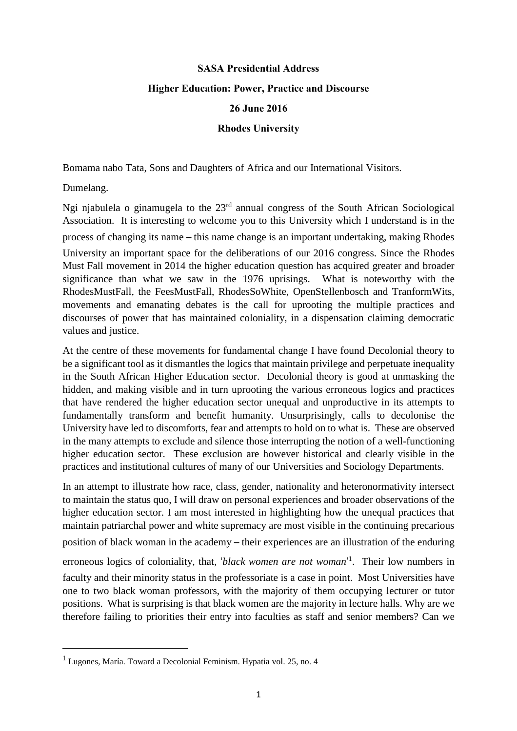**SASA Presidential Address**

**Higher Education: Power, Practice and Discourse**

**26 June 2016**

**Rhodes University**

Bomama nabo Tata, Sons and Daughters of Africa and our International Visitors.

Dumelang.

Ngi njabulela o ginamugela to the 23rd annual congress of the South African Sociological Association. It is interesting to welcome you to this University which I understand is in the process of changing its name – this name change is an important undertaking, making Rhodes University an important space for the deliberations of our 2016 congress. Since the Rhodes Must Fall movement in 2014 the higher education question has acquired greater and broader significance than what we saw in the 1976 uprisings. What is noteworthy with the RhodesMustFall, the FeesMustFall, RhodesSoWhite, OpenStellenbosch and TranformWits, movements and emanating debates is the call for uprooting the multiple practices and discourses of power that has maintained coloniality, in a dispensation claiming democratic values and justice.

At the centre of these movements for fundamental change I have found Decolonial theory to be a significant tool as it dismantles the logics that maintain privilege and perpetuate inequality in the South African Higher Education sector. Decolonial theory is good at unmasking the hidden, and making visible and in turn uprooting the various erroneous logics and practices that have rendered the higher education sector unequal and unproductive in its attempts to fundamentally transform and benefit humanity. Unsurprisingly, calls to decolonise the University have led to discomforts, fear and attempts to hold on to what is. These are observed in the many attempts to exclude and silence those interrupting the notion of a well-functioning higher education sector. These exclusion are however historical and clearly visible in the practices and institutional cultures of many of our Universities and Sociology Departments.

In an attempt to illustrate how race, class, gender, nationality and heteronormativity intersect to maintain the status quo, I will draw on personal experiences and broader observations of the higher education sector. I am most interested in highlighting how the unequal practices that maintain patriarchal power and white supremacy are most visible in the continuing precarious position of black woman in the academy – their experiences are an illustration of the enduring erroneous logics of coloniality, that, '*black women are not woman*'[1]. Their low numbers in faculty and their minority status in the professoriate is a case in point. Most Universities have one to two black woman professors, with the majority of them occupying lecturer or tutor positions. What is surprising is that black women are the majority in lecture halls. Why are we therefore failing to priorities their entry into faculties as staff and senior members? Can we

---

[1] Lugones, María. Toward a Decolonial Feminism. Hypatia vol. 25, no. 4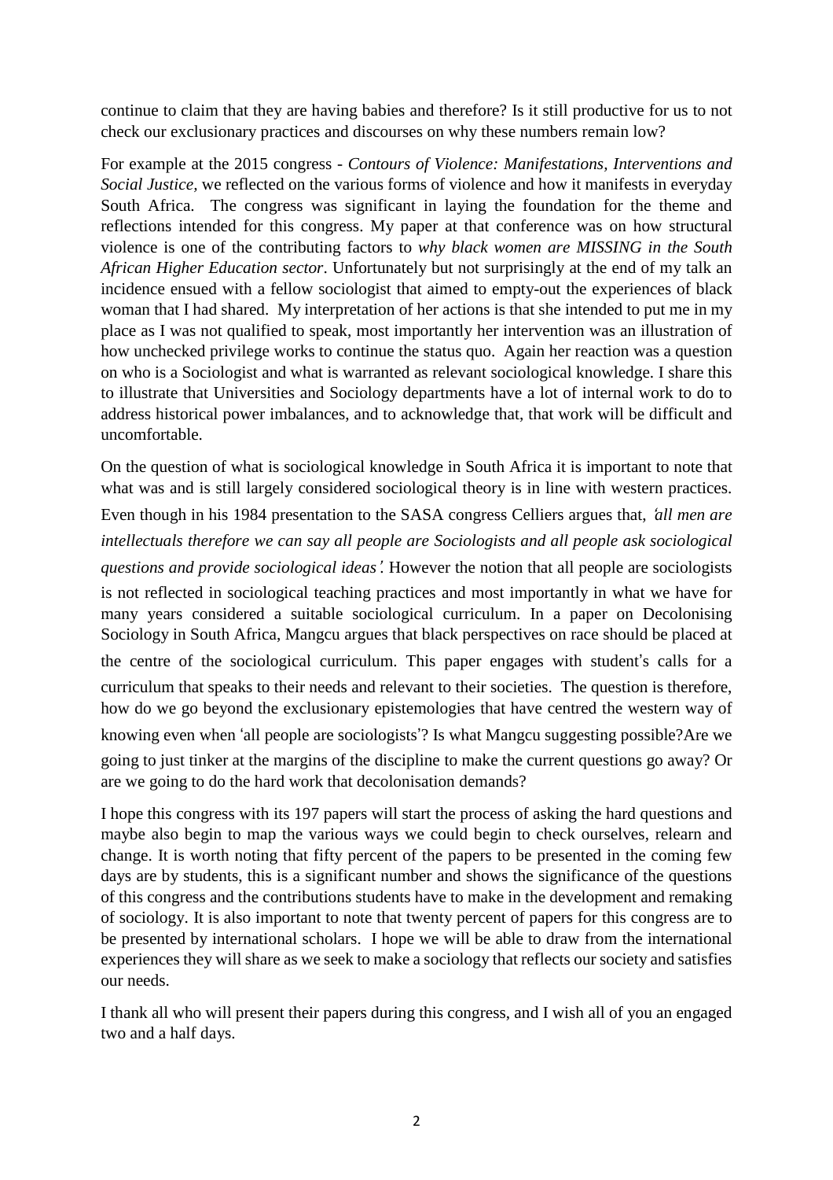continue to claim that they are having babies and therefore? Is it still productive for us to not check our exclusionary practices and discourses on why these numbers remain low?

For example at the 2015 congress - *Contours of Violence: Manifestations, Interventions and Social Justice,* we reflected on the various forms of violence and how it manifests in everyday South Africa. The congress was significant in laying the foundation for the theme and reflections intended for this congress. My paper at that conference was on how structural violence is one of the contributing factors to *why black women are MISSING in the South African Higher Education sector*. Unfortunately but not surprisingly at the end of my talk an incidence ensued with a fellow sociologist that aimed to empty-out the experiences of black woman that I had shared. My interpretation of her actions is that she intended to put me in my place as I was not qualified to speak, most importantly her intervention was an illustration of how unchecked privilege works to continue the status quo. Again her reaction was a question on who is a Sociologist and what is warranted as relevant sociological knowledge. I share this to illustrate that Universities and Sociology departments have a lot of internal work to do to address historical power imbalances, and to acknowledge that, that work will be difficult and uncomfortable.

On the question of what is sociological knowledge in South Africa it is important to note that what was and is still largely considered sociological theory is in line with western practices. Even though in his 1984 presentation to the SASA congress Celliers argues that, *'all men are intellectuals therefore we can say all people are Sociologists and all people ask sociological questions and provide sociological ideas'.* However the notion that all people are sociologists is not reflected in sociological teaching practices and most importantly in what we have for many years considered a suitable sociological curriculum. In a paper on Decolonising Sociology in South Africa, Mangcu argues that black perspectives on race should be placed at the centre of the sociological curriculum. This paper engages with student's calls for a curriculum that speaks to their needs and relevant to their societies. The question is therefore, how do we go beyond the exclusionary epistemologies that have centred the western way of knowing even when 'all people are sociologists'? Is what Mangcu suggesting possible?Are we going to just tinker at the margins of the discipline to make the current questions go away? Or are we going to do the hard work that decolonisation demands?

I hope this congress with its 197 papers will start the process of asking the hard questions and maybe also begin to map the various ways we could begin to check ourselves, relearn and change. It is worth noting that fifty percent of the papers to be presented in the coming few days are by students, this is a significant number and shows the significance of the questions of this congress and the contributions students have to make in the development and remaking of sociology. It is also important to note that twenty percent of papers for this congress are to be presented by international scholars. I hope we will be able to draw from the international experiences they will share as we seek to make a sociology that reflects our society and satisfies our needs.

I thank all who will present their papers during this congress, and I wish all of you an engaged two and a half days.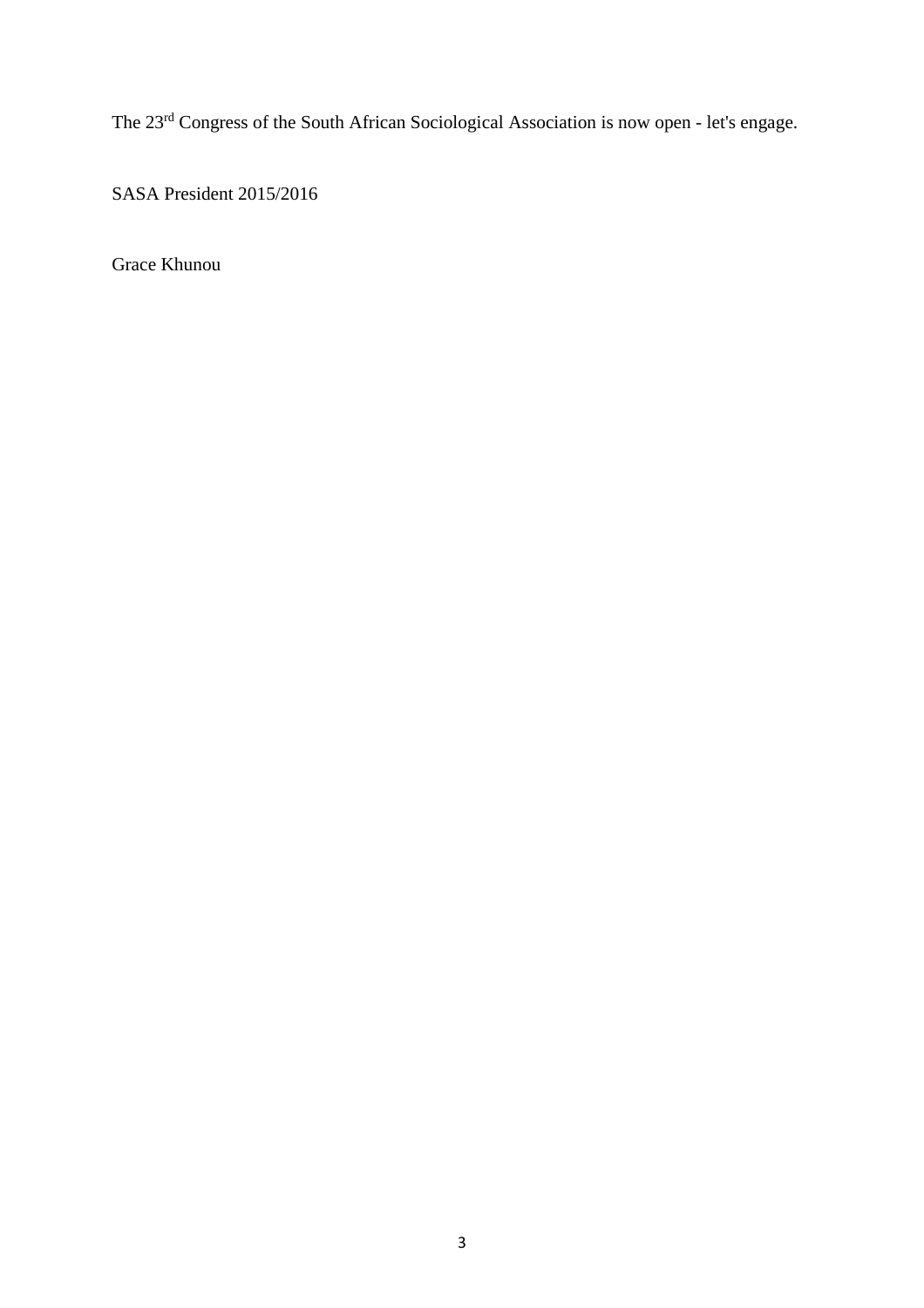The 23rd Congress of the South African Sociological Association is now open - let's engage.

SASA President 2015/2016

Grace Khunou